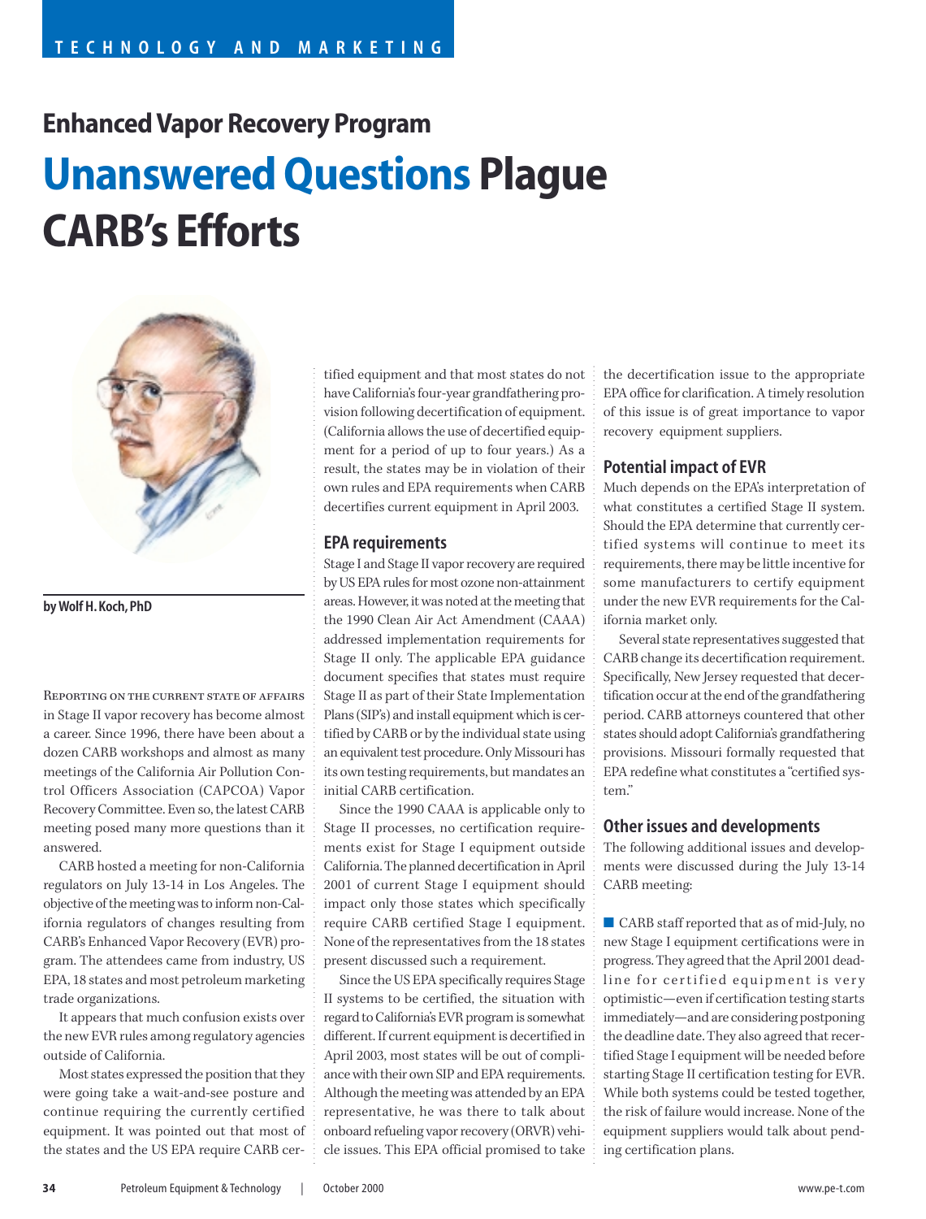TECHNOLOGY AND MARKETING

## Enhanced Vapor Recovery Program

# Unanswered Questions Plague CARB's Efforts

**by Wolf H. Koch, PhD**

Reporting on the current state of affairs in Stage II vapor recovery has become almost a career. Since 1996, there have been about a dozen CARB workshops and almost as many meetings of the California Air Pollution Control Officers Association (CAPCOA) Vapor Recovery Committee. Even so, the latest CARB meeting posed many more questions than it answered.

CARB hosted a meeting for non-California regulators on July 13-14 in Los Angeles. The objective of the meeting was to inform non-California regulators of changes resulting from CARB's Enhanced Vapor Recovery (EVR) program. The attendees came from industry, US EPA, 18 states and most petroleum marketing trade organizations.

It appears that much confusion exists over the new EVR rules among regulatory agencies outside of California.

Most states expressed the position that they were going take a wait-and-see posture and continue requiring the currently certified equipment. It was pointed out that most of the states and the US EPA require CARB certified equipment and that most states do not have California's four-year grandfathering provision following decertification of equipment. (California allows the use of decertified equipment for a period of up to four years.) As a result, the states may be in violation of their own rules and EPA requirements when CARB decertifies current equipment in April 2003.

### EPA requirements

Stage I and Stage II vapor recovery are required by US EPA rules for most ozone non-attainment areas. However, it was noted at the meeting that the 1990 Clean Air Act Amendment (CAAA) addressed implementation requirements for Stage II only. The applicable EPA guidance document specifies that states must require Stage II as part of their State Implementation Plans (SIP's) and install equipment which is certified by CARB or by the individual state using an equivalent test procedure. Only Missouri has its own testing requirements, but mandates an initial CARB certification.

Since the 1990 CAAA is applicable only to Stage II processes, no certification requirements exist for Stage I equipment outside California. The planned decertification in April 2001 of current Stage I equipment should impact only those states which specifically require CARB certified Stage I equipment. None of the representatives from the 18 states present discussed such a requirement.

Since the US EPA specifically requires Stage II systems to be certified, the situation with regard to California's EVR program is somewhat different. If current equipment is decertified in April 2003, most states will be out of compliance with their own SIP and EPA requirements. Although the meeting was attended by an EPA representative, he was there to talk about onboard refueling vapor recovery (ORVR) vehicle issues. This EPA official promised to take the decertification issue to the appropriate EPA office for clarification. A timely resolution of this issue is of great importance to vapor recovery equipment suppliers.

### Potential impact of EVR

Much depends on the EPA's interpretation of what constitutes a certified Stage II system. Should the EPA determine that currently certified systems will continue to meet its requirements, there may be little incentive for some manufacturers to certify equipment under the new EVR requirements for the California market only.

Several state representatives suggested that CARB change its decertification requirement. Specifically, New Jersey requested that decertification occur at the end of the grandfathering period. CARB attorneys countered that other states should adopt California's grandfathering provisions. Missouri formally requested that EPA redefine what constitutes a "certified system."

### Other issues and developments

The following additional issues and developments were discussed during the July 13-14 CARB meeting:

- CARB staff reported that as of mid-July, no new Stage I equipment certifications were in progress. They agreed that the April 2001 deadline for certified equipment is very optimistic—even if certification testing starts immediately—and are considering postponing the deadline date. They also agreed that recertified Stage I equipment will be needed before starting Stage II certification testing for EVR. While both systems could be tested together, the risk of failure would increase. None of the equipment suppliers would talk about pending certification plans.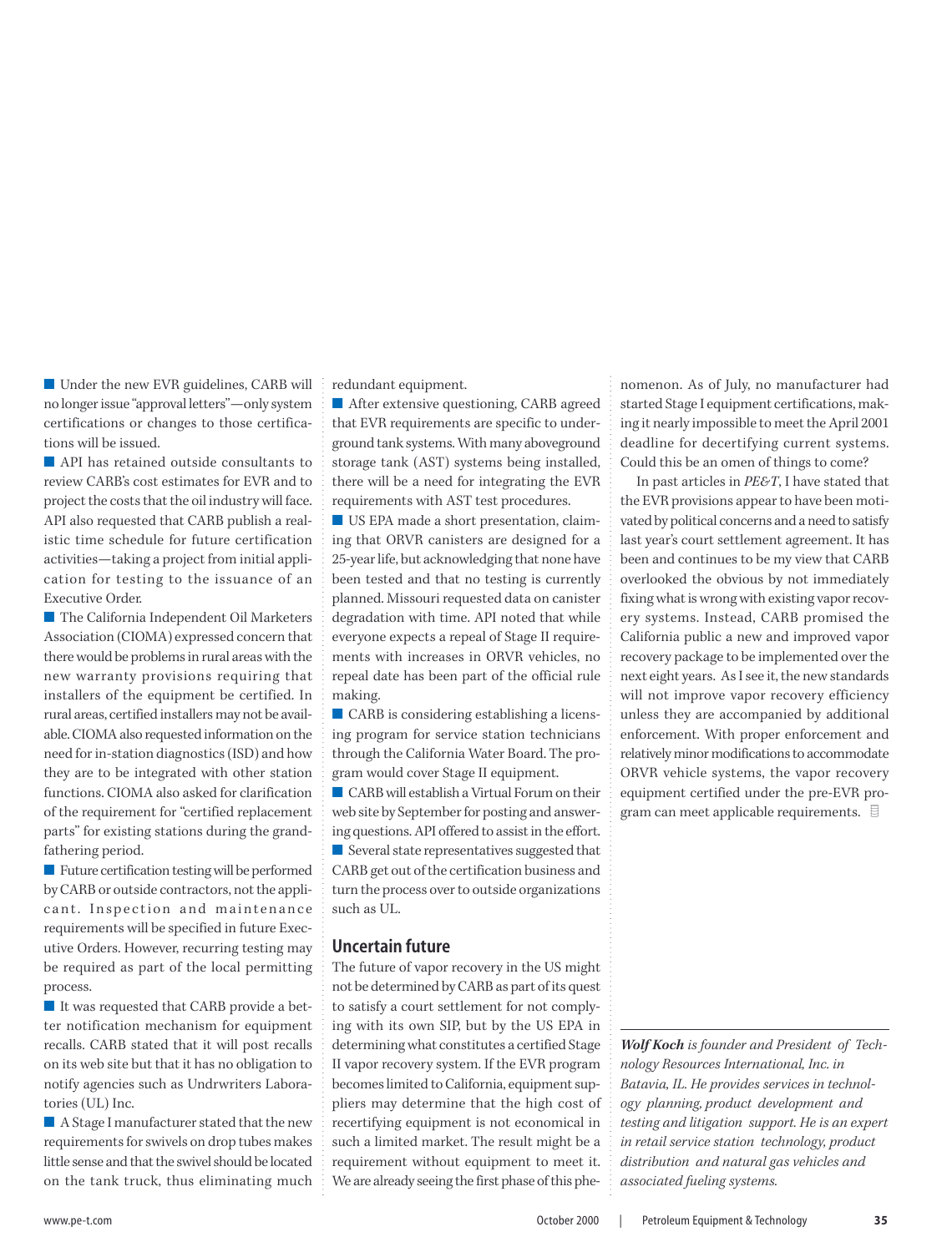- Under the new EVR guidelines, CARB will no longer issue "approval letters"—only system certifications or changes to those certifications will be issued.
- API has retained outside consultants to review CARB's cost estimates for EVR and to project the costs that the oil industry will face. API also requested that CARB publish a realistic time schedule for future certification activities—taking a project from initial application for testing to the issuance of an Executive Order.
- The California Independent Oil Marketers Association (CIOMA) expressed concern that there would be problems in rural areas with the new warranty provisions requiring that installers of the equipment be certified. In rural areas, certified installers may not be available. CIOMA also requested information on the need for in-station diagnostics (ISD) and how they are to be integrated with other station functions. CIOMA also asked for clarification of the requirement for "certified replacement parts" for existing stations during the grandfathering period.
- Future certification testing will be performed by CARB or outside contractors, not the applicant. Inspection and maintenance requirements will be specified in future Executive Orders. However, recurring testing may be required as part of the local permitting process.
- It was requested that CARB provide a better notification mechanism for equipment recalls. CARB stated that it will post recalls on its web site but that it has no obligation to notify agencies such as Undrwriters Laboratories (UL) Inc.
- A Stage I manufacturer stated that the new requirements for swivels on drop tubes makes little sense and that the swivel should be located on the tank truck, thus eliminating much redundant equipment.
- After extensive questioning, CARB agreed that EVR requirements are specific to underground tank systems. With many aboveground storage tank (AST) systems being installed, there will be a need for integrating the EVR requirements with AST test procedures.
- US EPA made a short presentation, claiming that ORVR canisters are designed for a 25-year life, but acknowledging that none have been tested and that no testing is currently planned. Missouri requested data on canister degradation with time. API noted that while everyone expects a repeal of Stage II requirements with increases in ORVR vehicles, no repeal date has been part of the official rule making.
- CARB is considering establishing a licensing program for service station technicians through the California Water Board. The program would cover Stage II equipment.
- CARB will establish a Virtual Forum on their web site by September for posting and answering questions. API offered to assist in the effort.
- Several state representatives suggested that CARB get out of the certification business and turn the process over to outside organizations such as UL.

## Uncertain future

The future of vapor recovery in the US might not be determined by CARB as part of its quest to satisfy a court settlement for not complying with its own SIP, but by the US EPA in determining what constitutes a certified Stage II vapor recovery system. If the EVR program becomes limited to California, equipment suppliers may determine that the high cost of recertifying equipment is not economical in such a limited market. The result might be a requirement without equipment to meet it. We are already seeing the first phase of this phenomenon. As of July, no manufacturer had started Stage I equipment certifications, making it nearly impossible to meet the April 2001 deadline for decertifying current systems. Could this be an omen of things to come?

In past articles in *PE&T*, I have stated that the EVR provisions appear to have been motivated by political concerns and a need to satisfy last year's court settlement agreement. It has been and continues to be my view that CARB overlooked the obvious by not immediately fixing what is wrong with existing vapor recovery systems. Instead, CARB promised the California public a new and improved vapor recovery package to be implemented over the next eight years. As I see it, the new standards will not improve vapor recovery efficiency unless they are accompanied by additional enforcement. With proper enforcement and relatively minor modifications to accommodate ORVR vehicle systems, the vapor recovery equipment certified under the pre-EVR program can meet applicable requirements.

---

***Wolf Koch** is founder and President of Technology Resources International, Inc. in Batavia, IL. He provides services in technology planning, product development and testing and litigation support. He is an expert in retail service station technology, product distribution and natural gas vehicles and associated fueling systems.*